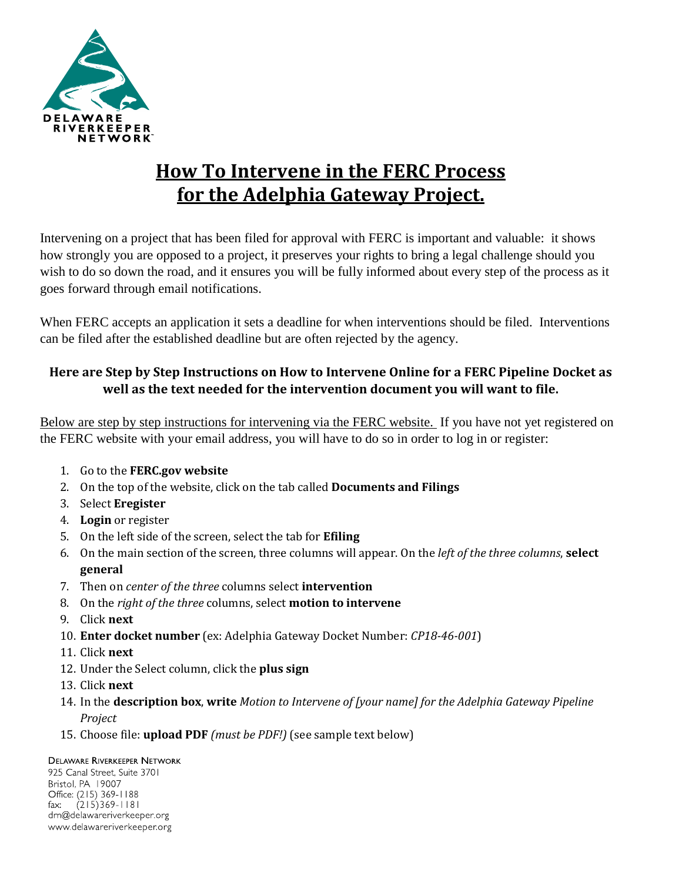DELAWARE RIVERKEEPER NETWORK

# How To Intervene in the FERC Process for the Adelphia Gateway Project.

Intervening on a project that has been filed for approval with FERC is important and valuable: it shows how strongly you are opposed to a project, it preserves your rights to bring a legal challenge should you wish to do so down the road, and it ensures you will be fully informed about every step of the process as it goes forward through email notifications.

When FERC accepts an application it sets a deadline for when interventions should be filed. Interventions can be filed after the established deadline but are often rejected by the agency.

### Here are Step by Step Instructions on How to Intervene Online for a FERC Pipeline Docket as well as the text needed for the intervention document you will want to file.

Below are step by step instructions for intervening via the FERC website. If you have not yet registered on the FERC website with your email address, you will have to do so in order to log in or register:

1. Go to the **FERC.gov website**
2. On the top of the website, click on the tab called **Documents and Filings**
3. Select **Eregister**
4. **Login** or register
5. On the left side of the screen, select the tab for **Efiling**
6. On the main section of the screen, three columns will appear. On the *left of the three columns*, **select general**
7. Then on *center of the three* columns select **intervention**
8. On the *right of the three* columns, select **motion to intervene**
9. Click **next**
10. **Enter docket number** (ex: Adelphia Gateway Docket Number: *CP18-46-001*)
11. Click **next**
12. Under the Select column, click the **plus sign**
13. Click **next**
14. In the **description box**, **write** *Motion to Intervene of [your name] for the Adelphia Gateway Pipeline Project*
15. Choose file: **upload PDF** *(must be PDF!)* (see sample text below)

DELAWARE RIVERKEEPER NETWORK
925 Canal Street, Suite 3701
Bristol, PA 19007
Office: (215) 369-1188
fax: (215)369-1181
drn@delawareriverkeeper.org
www.delawareriverkeeper.org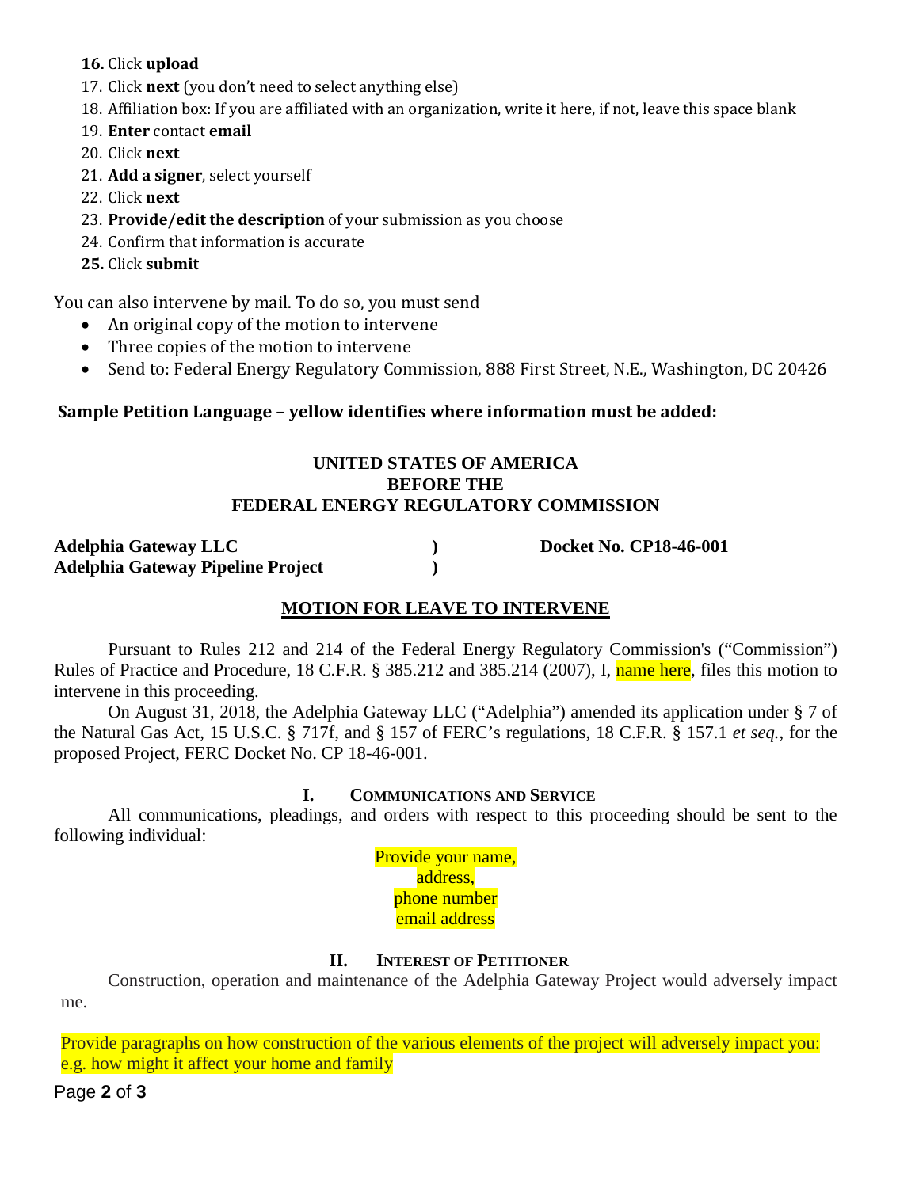16. Click **upload**
17. Click **next** (you don't need to select anything else)
18. Affiliation box: If you are affiliated with an organization, write it here, if not, leave this space blank
19. **Enter** contact **email**
20. Click **next**
21. **Add a signer**, select yourself
22. Click **next**
23. **Provide/edit the description** of your submission as you choose
24. Confirm that information is accurate
25. Click **submit**

You can also intervene by mail. To do so, you must send

- An original copy of the motion to intervene
- Three copies of the motion to intervene
- Send to: Federal Energy Regulatory Commission, 888 First Street, N.E., Washington, DC 20426

**Sample Petition Language – yellow identifies where information must be added:**

**UNITED STATES OF AMERICA**
**BEFORE THE**
**FEDERAL ENERGY REGULATORY COMMISSION**

| | | |
|---|---|---|
| **Adelphia Gateway LLC** | **)** | **Docket No. CP18-46-001** |
| **Adelphia Gateway Pipeline Project** | **)** | |

**MOTION FOR LEAVE TO INTERVENE**

Pursuant to Rules 212 and 214 of the Federal Energy Regulatory Commission's ("Commission") Rules of Practice and Procedure, 18 C.F.R. § 385.212 and 385.214 (2007), I, name here, files this motion to intervene in this proceeding.

On August 31, 2018, the Adelphia Gateway LLC ("Adelphia") amended its application under § 7 of the Natural Gas Act, 15 U.S.C. § 717f, and § 157 of FERC's regulations, 18 C.F.R. § 157.1 *et seq.*, for the proposed Project, FERC Docket No. CP 18-46-001.

**I. COMMUNICATIONS AND SERVICE**

All communications, pleadings, and orders with respect to this proceeding should be sent to the following individual:

Provide your name,
address,
phone number
email address

**II. INTEREST OF PETITIONER**

Construction, operation and maintenance of the Adelphia Gateway Project would adversely impact me.

Provide paragraphs on how construction of the various elements of the project will adversely impact you: e.g. how might it affect your home and family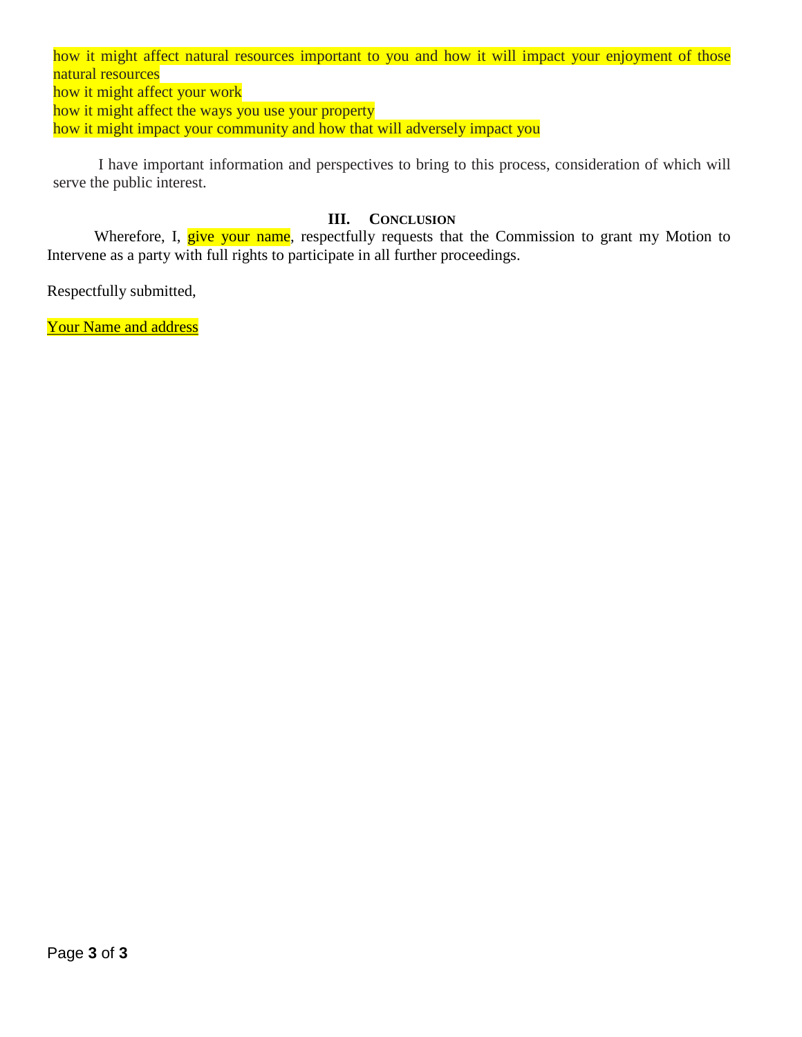how it might affect natural resources important to you and how it will impact your enjoyment of those natural resources
how it might affect your work
how it might affect the ways you use your property
how it might impact your community and how that will adversely impact you

I have important information and perspectives to bring to this process, consideration of which will serve the public interest.

## III. CONCLUSION

Wherefore, I, give your name, respectfully requests that the Commission to grant my Motion to Intervene as a party with full rights to participate in all further proceedings.

Respectfully submitted,

Your Name and address